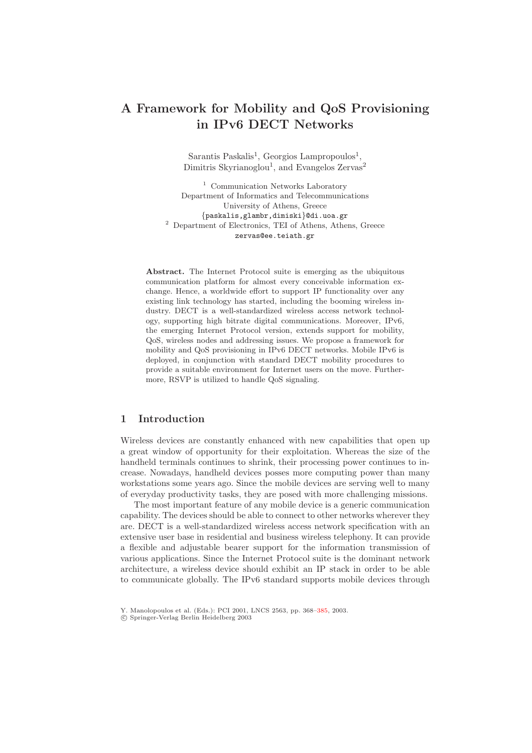# A Framework for Mobility and QoS Provisioning in IPv6 DECT Networks

Sarantis Paskalis[1], Georgios Lampropoulos[1], Dimitris Skyrianoglou[1], and Evangelos Zervas[2]

[1] Communication Networks Laboratory
Department of Informatics and Telecommunications
University of Athens, Greece
{paskalis,glambr,dimiski}@di.uoa.gr

[2] Department of Electronics, TEI of Athens, Athens, Greece
zervas@ee.teiath.gr

**Abstract.** The Internet Protocol suite is emerging as the ubiquitous communication platform for almost every conceivable information exchange. Hence, a worldwide effort to support IP functionality over any existing link technology has started, including the booming wireless industry. DECT is a well-standardized wireless access network technology, supporting high bitrate digital communications. Moreover, IPv6, the emerging Internet Protocol version, extends support for mobility, QoS, wireless nodes and addressing issues. We propose a framework for mobility and QoS provisioning in IPv6 DECT networks. Mobile IPv6 is deployed, in conjunction with standard DECT mobility procedures to provide a suitable environment for Internet users on the move. Furthermore, RSVP is utilized to handle QoS signaling.

## 1 Introduction

Wireless devices are constantly enhanced with new capabilities that open up a great window of opportunity for their exploitation. Whereas the size of the handheld terminals continues to shrink, their processing power continues to increase. Nowadays, handheld devices posses more computing power than many workstations some years ago. Since the mobile devices are serving well to many of everyday productivity tasks, they are posed with more challenging missions.

The most important feature of any mobile device is a generic communication capability. The devices should be able to connect to other networks wherever they are. DECT is a well-standardized wireless access network specification with an extensive user base in residential and business wireless telephony. It can provide a flexible and adjustable bearer support for the information transmission of various applications. Since the Internet Protocol suite is the dominant network architecture, a wireless device should exhibit an IP stack in order to be able to communicate globally. The IPv6 standard supports mobile devices through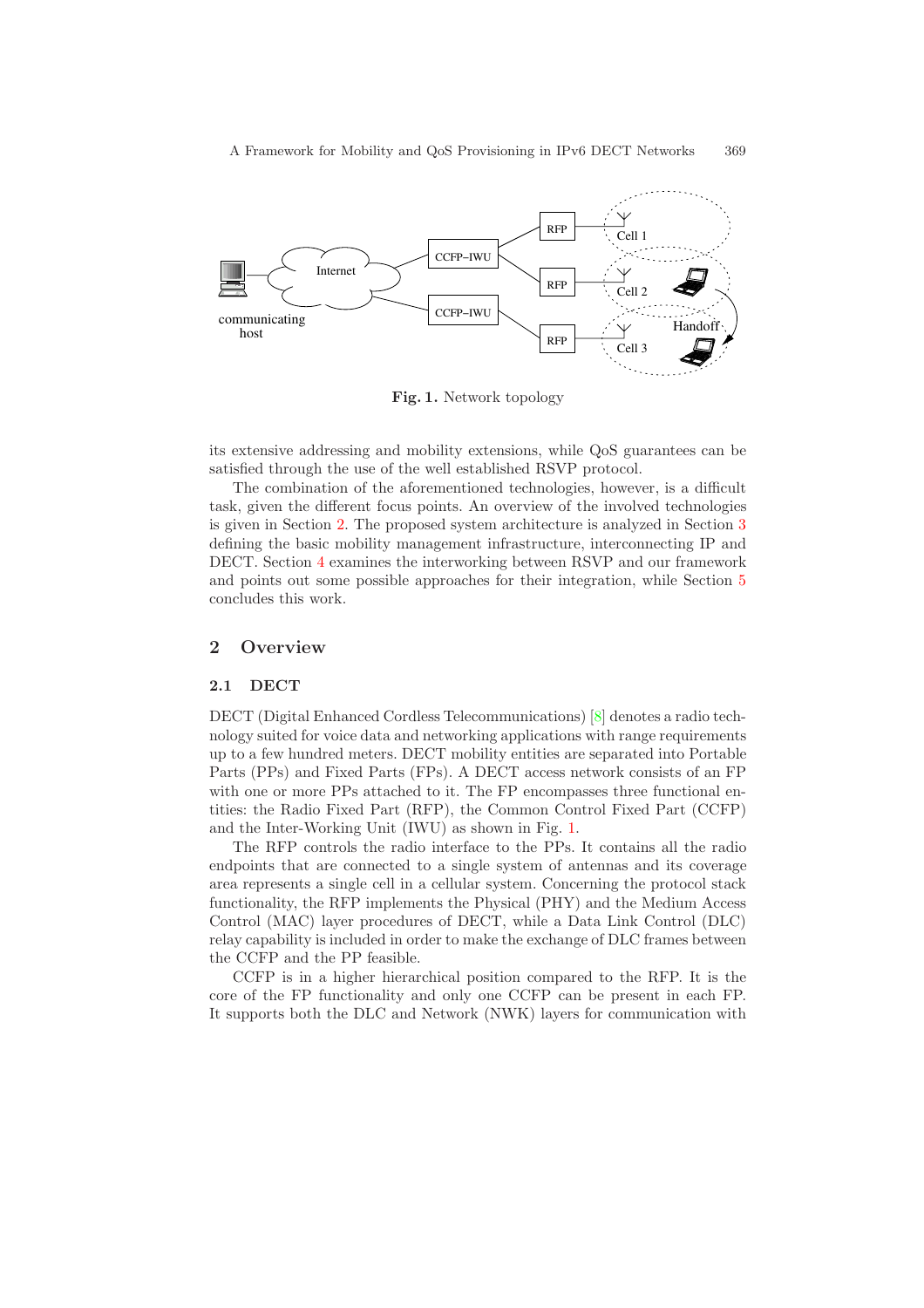Fig. 1. Network topology

its extensive addressing and mobility extensions, while QoS guarantees can be satisfied through the use of the well established RSVP protocol.

The combination of the aforementioned technologies, however, is a difficult task, given the different focus points. An overview of the involved technologies is given in Section 2. The proposed system architecture is analyzed in Section 3 defining the basic mobility management infrastructure, interconnecting IP and DECT. Section 4 examines the interworking between RSVP and our framework and points out some possible approaches for their integration, while Section 5 concludes this work.

## 2 Overview

### 2.1 DECT

DECT (Digital Enhanced Cordless Telecommunications) [8] denotes a radio technology suited for voice data and networking applications with range requirements up to a few hundred meters. DECT mobility entities are separated into Portable Parts (PPs) and Fixed Parts (FPs). A DECT access network consists of an FP with one or more PPs attached to it. The FP encompasses three functional entities: the Radio Fixed Part (RFP), the Common Control Fixed Part (CCFP) and the Inter-Working Unit (IWU) as shown in Fig. 1.

The RFP controls the radio interface to the PPs. It contains all the radio endpoints that are connected to a single system of antennas and its coverage area represents a single cell in a cellular system. Concerning the protocol stack functionality, the RFP implements the Physical (PHY) and the Medium Access Control (MAC) layer procedures of DECT, while a Data Link Control (DLC) relay capability is included in order to make the exchange of DLC frames between the CCFP and the PP feasible.

CCFP is in a higher hierarchical position compared to the RFP. It is the core of the FP functionality and only one CCFP can be present in each FP. It supports both the DLC and Network (NWK) layers for communication with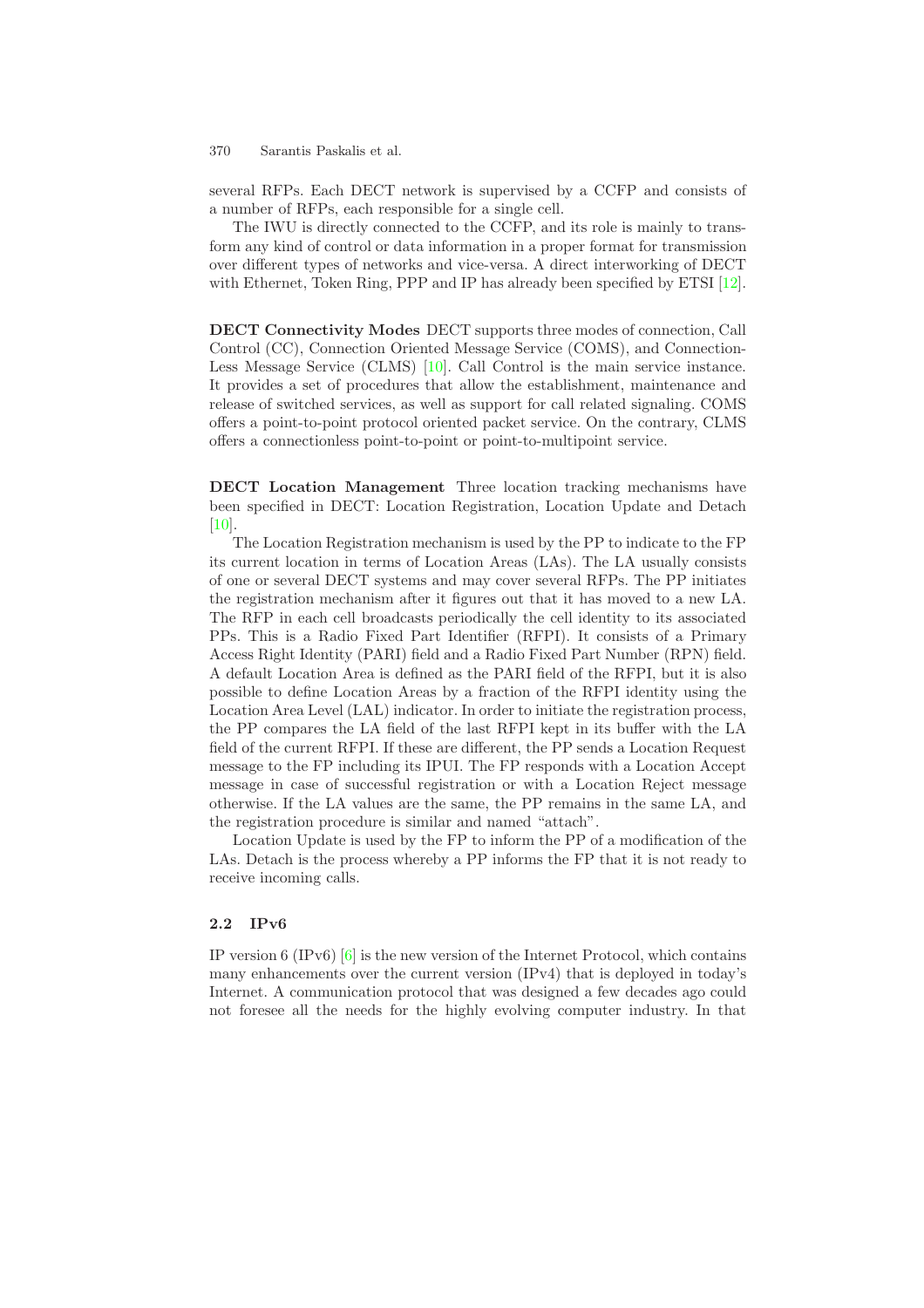several RFPs. Each DECT network is supervised by a CCFP and consists of a number of RFPs, each responsible for a single cell.

The IWU is directly connected to the CCFP, and its role is mainly to transform any kind of control or data information in a proper format for transmission over different types of networks and vice-versa. A direct interworking of DECT with Ethernet, Token Ring, PPP and IP has already been specified by ETSI [12].

**DECT Connectivity Modes** DECT supports three modes of connection, Call Control (CC), Connection Oriented Message Service (COMS), and Connection-Less Message Service (CLMS) [10]. Call Control is the main service instance. It provides a set of procedures that allow the establishment, maintenance and release of switched services, as well as support for call related signaling. COMS offers a point-to-point protocol oriented packet service. On the contrary, CLMS offers a connectionless point-to-point or point-to-multipoint service.

**DECT Location Management** Three location tracking mechanisms have been specified in DECT: Location Registration, Location Update and Detach [10].

The Location Registration mechanism is used by the PP to indicate to the FP its current location in terms of Location Areas (LAs). The LA usually consists of one or several DECT systems and may cover several RFPs. The PP initiates the registration mechanism after it figures out that it has moved to a new LA. The RFP in each cell broadcasts periodically the cell identity to its associated PPs. This is a Radio Fixed Part Identifier (RFPI). It consists of a Primary Access Right Identity (PARI) field and a Radio Fixed Part Number (RPN) field. A default Location Area is defined as the PARI field of the RFPI, but it is also possible to define Location Areas by a fraction of the RFPI identity using the Location Area Level (LAL) indicator. In order to initiate the registration process, the PP compares the LA field of the last RFPI kept in its buffer with the LA field of the current RFPI. If these are different, the PP sends a Location Request message to the FP including its IPUI. The FP responds with a Location Accept message in case of successful registration or with a Location Reject message otherwise. If the LA values are the same, the PP remains in the same LA, and the registration procedure is similar and named "attach".

Location Update is used by the FP to inform the PP of a modification of the LAs. Detach is the process whereby a PP informs the FP that it is not ready to receive incoming calls.

### 2.2 IPv6

IP version 6 (IPv6) [6] is the new version of the Internet Protocol, which contains many enhancements over the current version (IPv4) that is deployed in today's Internet. A communication protocol that was designed a few decades ago could not foresee all the needs for the highly evolving computer industry. In that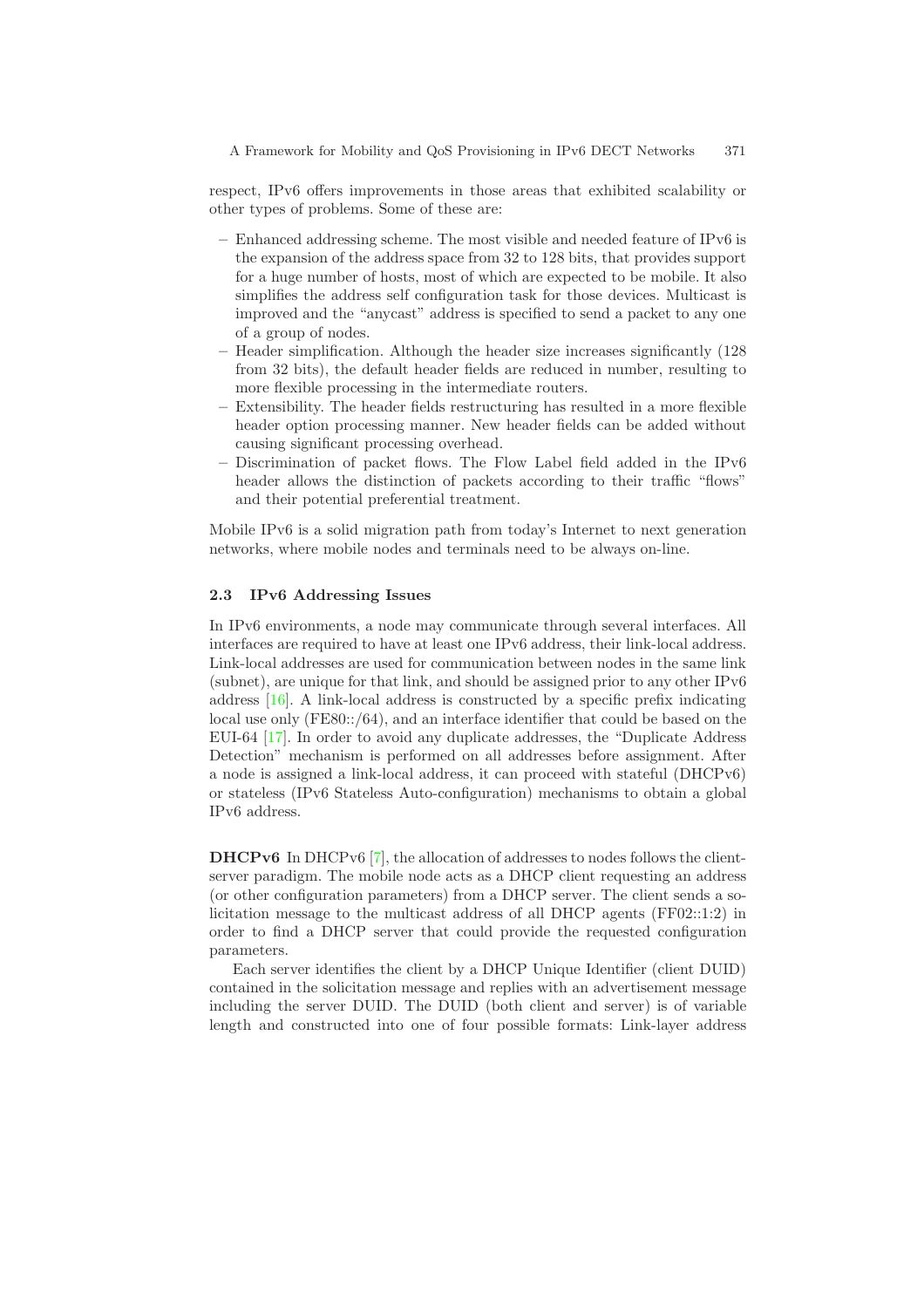respect, IPv6 offers improvements in those areas that exhibited scalability or other types of problems. Some of these are:

- Enhanced addressing scheme. The most visible and needed feature of IPv6 is the expansion of the address space from 32 to 128 bits, that provides support for a huge number of hosts, most of which are expected to be mobile. It also simplifies the address self configuration task for those devices. Multicast is improved and the "anycast" address is specified to send a packet to any one of a group of nodes.
- Header simplification. Although the header size increases significantly (128 from 32 bits), the default header fields are reduced in number, resulting to more flexible processing in the intermediate routers.
- Extensibility. The header fields restructuring has resulted in a more flexible header option processing manner. New header fields can be added without causing significant processing overhead.
- Discrimination of packet flows. The Flow Label field added in the IPv6 header allows the distinction of packets according to their traffic "flows" and their potential preferential treatment.

Mobile IPv6 is a solid migration path from today's Internet to next generation networks, where mobile nodes and terminals need to be always on-line.

### 2.3 IPv6 Addressing Issues

In IPv6 environments, a node may communicate through several interfaces. All interfaces are required to have at least one IPv6 address, their link-local address. Link-local addresses are used for communication between nodes in the same link (subnet), are unique for that link, and should be assigned prior to any other IPv6 address [16]. A link-local address is constructed by a specific prefix indicating local use only (FE80::/64), and an interface identifier that could be based on the EUI-64 [17]. In order to avoid any duplicate addresses, the "Duplicate Address Detection" mechanism is performed on all addresses before assignment. After a node is assigned a link-local address, it can proceed with stateful (DHCPv6) or stateless (IPv6 Stateless Auto-configuration) mechanisms to obtain a global IPv6 address.

**DHCPv6** In DHCPv6 [7], the allocation of addresses to nodes follows the client-server paradigm. The mobile node acts as a DHCP client requesting an address (or other configuration parameters) from a DHCP server. The client sends a solicitation message to the multicast address of all DHCP agents (FF02::1:2) in order to find a DHCP server that could provide the requested configuration parameters.

Each server identifies the client by a DHCP Unique Identifier (client DUID) contained in the solicitation message and replies with an advertisement message including the server DUID. The DUID (both client and server) is of variable length and constructed into one of four possible formats: Link-layer address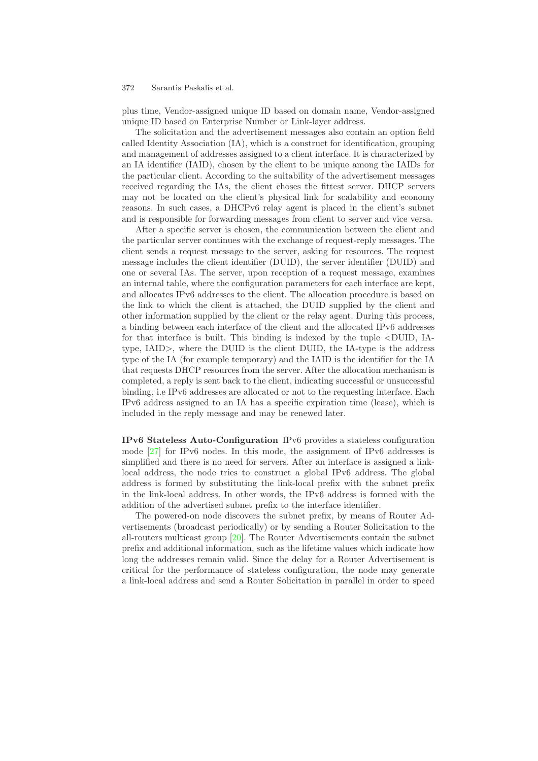plus time, Vendor-assigned unique ID based on domain name, Vendor-assigned unique ID based on Enterprise Number or Link-layer address.

The solicitation and the advertisement messages also contain an option field called Identity Association (IA), which is a construct for identification, grouping and management of addresses assigned to a client interface. It is characterized by an IA identifier (IAID), chosen by the client to be unique among the IAIDs for the particular client. According to the suitability of the advertisement messages received regarding the IAs, the client choses the fittest server. DHCP servers may not be located on the client's physical link for scalability and economy reasons. In such cases, a DHCPv6 relay agent is placed in the client's subnet and is responsible for forwarding messages from client to server and vice versa.

After a specific server is chosen, the communication between the client and the particular server continues with the exchange of request-reply messages. The client sends a request message to the server, asking for resources. The request message includes the client identifier (DUID), the server identifier (DUID) and one or several IAs. The server, upon reception of a request message, examines an internal table, where the configuration parameters for each interface are kept, and allocates IPv6 addresses to the client. The allocation procedure is based on the link to which the client is attached, the DUID supplied by the client and other information supplied by the client or the relay agent. During this process, a binding between each interface of the client and the allocated IPv6 addresses for that interface is built. This binding is indexed by the tuple <DUID, IA-type, IAID>, where the DUID is the client DUID, the IA-type is the address type of the IA (for example temporary) and the IAID is the identifier for the IA that requests DHCP resources from the server. After the allocation mechanism is completed, a reply is sent back to the client, indicating successful or unsuccessful binding, i.e IPv6 addresses are allocated or not to the requesting interface. Each IPv6 address assigned to an IA has a specific expiration time (lease), which is included in the reply message and may be renewed later.

**IPv6 Stateless Auto-Configuration** IPv6 provides a stateless configuration mode [27] for IPv6 nodes. In this mode, the assignment of IPv6 addresses is simplified and there is no need for servers. After an interface is assigned a link-local address, the node tries to construct a global IPv6 address. The global address is formed by substituting the link-local prefix with the subnet prefix in the link-local address. In other words, the IPv6 address is formed with the addition of the advertised subnet prefix to the interface identifier.

The powered-on node discovers the subnet prefix, by means of Router Advertisements (broadcast periodically) or by sending a Router Solicitation to the all-routers multicast group [20]. The Router Advertisements contain the subnet prefix and additional information, such as the lifetime values which indicate how long the addresses remain valid. Since the delay for a Router Advertisement is critical for the performance of stateless configuration, the node may generate a link-local address and send a Router Solicitation in parallel in order to speed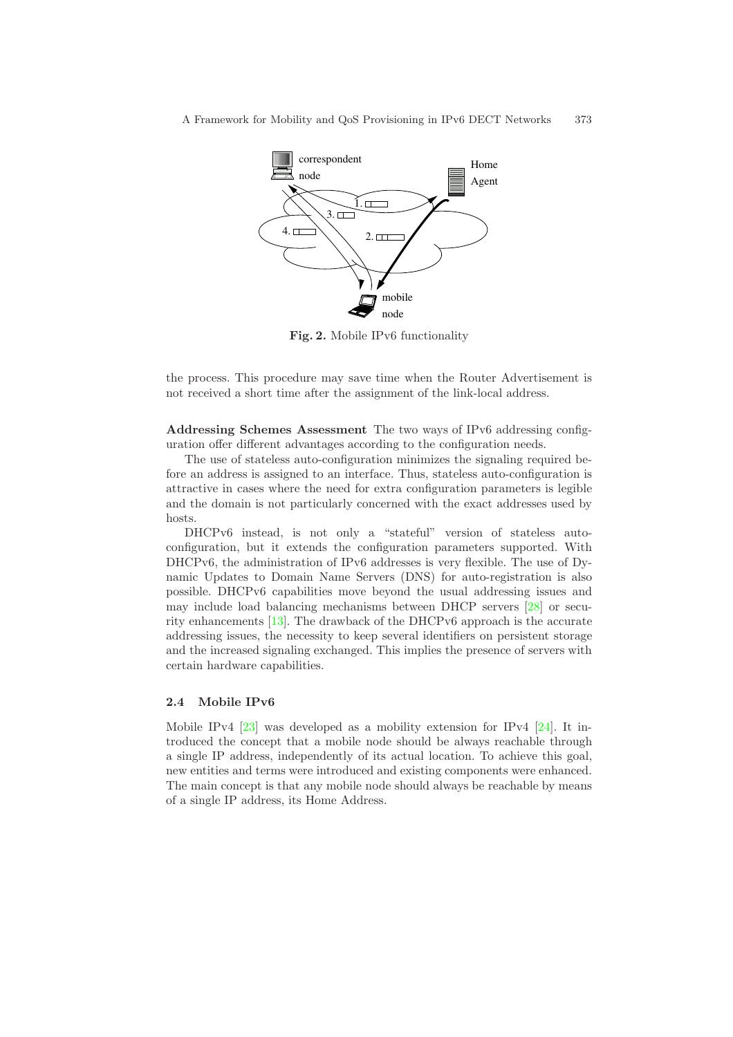**Fig. 2.** Mobile IPv6 functionality

the process. This procedure may save time when the Router Advertisement is not received a short time after the assignment of the link-local address.

**Addressing Schemes Assessment** The two ways of IPv6 addressing configuration offer different advantages according to the configuration needs.

The use of stateless auto-configuration minimizes the signaling required before an address is assigned to an interface. Thus, stateless auto-configuration is attractive in cases where the need for extra configuration parameters is legible and the domain is not particularly concerned with the exact addresses used by hosts.

DHCPv6 instead, is not only a "stateful" version of stateless auto-configuration, but it extends the configuration parameters supported. With DHCPv6, the administration of IPv6 addresses is very flexible. The use of Dynamic Updates to Domain Name Servers (DNS) for auto-registration is also possible. DHCPv6 capabilities move beyond the usual addressing issues and may include load balancing mechanisms between DHCP servers [28] or security enhancements [13]. The drawback of the DHCPv6 approach is the accurate addressing issues, the necessity to keep several identifiers on persistent storage and the increased signaling exchanged. This implies the presence of servers with certain hardware capabilities.

### 2.4 Mobile IPv6

Mobile IPv4 [23] was developed as a mobility extension for IPv4 [24]. It introduced the concept that a mobile node should be always reachable through a single IP address, independently of its actual location. To achieve this goal, new entities and terms were introduced and existing components were enhanced. The main concept is that any mobile node should always be reachable by means of a single IP address, its Home Address.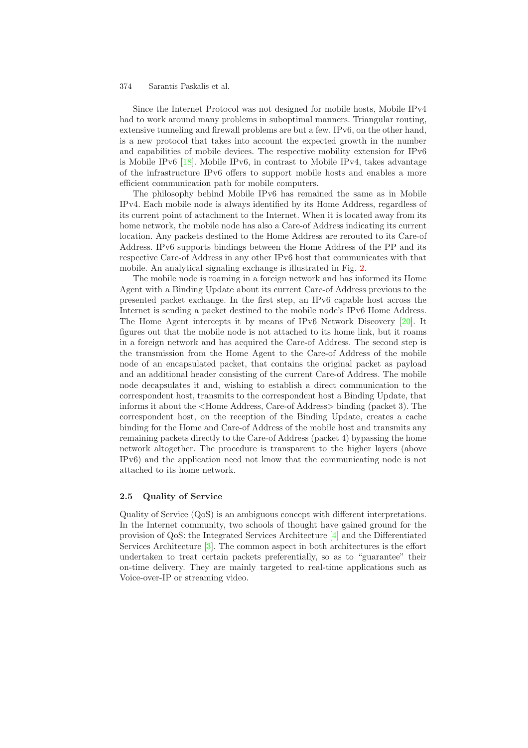Since the Internet Protocol was not designed for mobile hosts, Mobile IPv4 had to work around many problems in suboptimal manners. Triangular routing, extensive tunneling and firewall problems are but a few. IPv6, on the other hand, is a new protocol that takes into account the expected growth in the number and capabilities of mobile devices. The respective mobility extension for IPv6 is Mobile IPv6 [18]. Mobile IPv6, in contrast to Mobile IPv4, takes advantage of the infrastructure IPv6 offers to support mobile hosts and enables a more efficient communication path for mobile computers.

The philosophy behind Mobile IPv6 has remained the same as in Mobile IPv4. Each mobile node is always identified by its Home Address, regardless of its current point of attachment to the Internet. When it is located away from its home network, the mobile node has also a Care-of Address indicating its current location. Any packets destined to the Home Address are rerouted to its Care-of Address. IPv6 supports bindings between the Home Address of the PP and its respective Care-of Address in any other IPv6 host that communicates with that mobile. An analytical signaling exchange is illustrated in Fig. 2.

The mobile node is roaming in a foreign network and has informed its Home Agent with a Binding Update about its current Care-of Address previous to the presented packet exchange. In the first step, an IPv6 capable host across the Internet is sending a packet destined to the mobile node's IPv6 Home Address. The Home Agent intercepts it by means of IPv6 Network Discovery [20]. It figures out that the mobile node is not attached to its home link, but it roams in a foreign network and has acquired the Care-of Address. The second step is the transmission from the Home Agent to the Care-of Address of the mobile node of an encapsulated packet, that contains the original packet as payload and an additional header consisting of the current Care-of Address. The mobile node decapsulates it and, wishing to establish a direct communication to the correspondent host, transmits to the correspondent host a Binding Update, that informs it about the <Home Address, Care-of Address> binding (packet 3). The correspondent host, on the reception of the Binding Update, creates a cache binding for the Home and Care-of Address of the mobile host and transmits any remaining packets directly to the Care-of Address (packet 4) bypassing the home network altogether. The procedure is transparent to the higher layers (above IPv6) and the application need not know that the communicating node is not attached to its home network.

### 2.5 Quality of Service

Quality of Service (QoS) is an ambiguous concept with different interpretations. In the Internet community, two schools of thought have gained ground for the provision of QoS: the Integrated Services Architecture [4] and the Differentiated Services Architecture [3]. The common aspect in both architectures is the effort undertaken to treat certain packets preferentially, so as to "guarantee" their on-time delivery. They are mainly targeted to real-time applications such as Voice-over-IP or streaming video.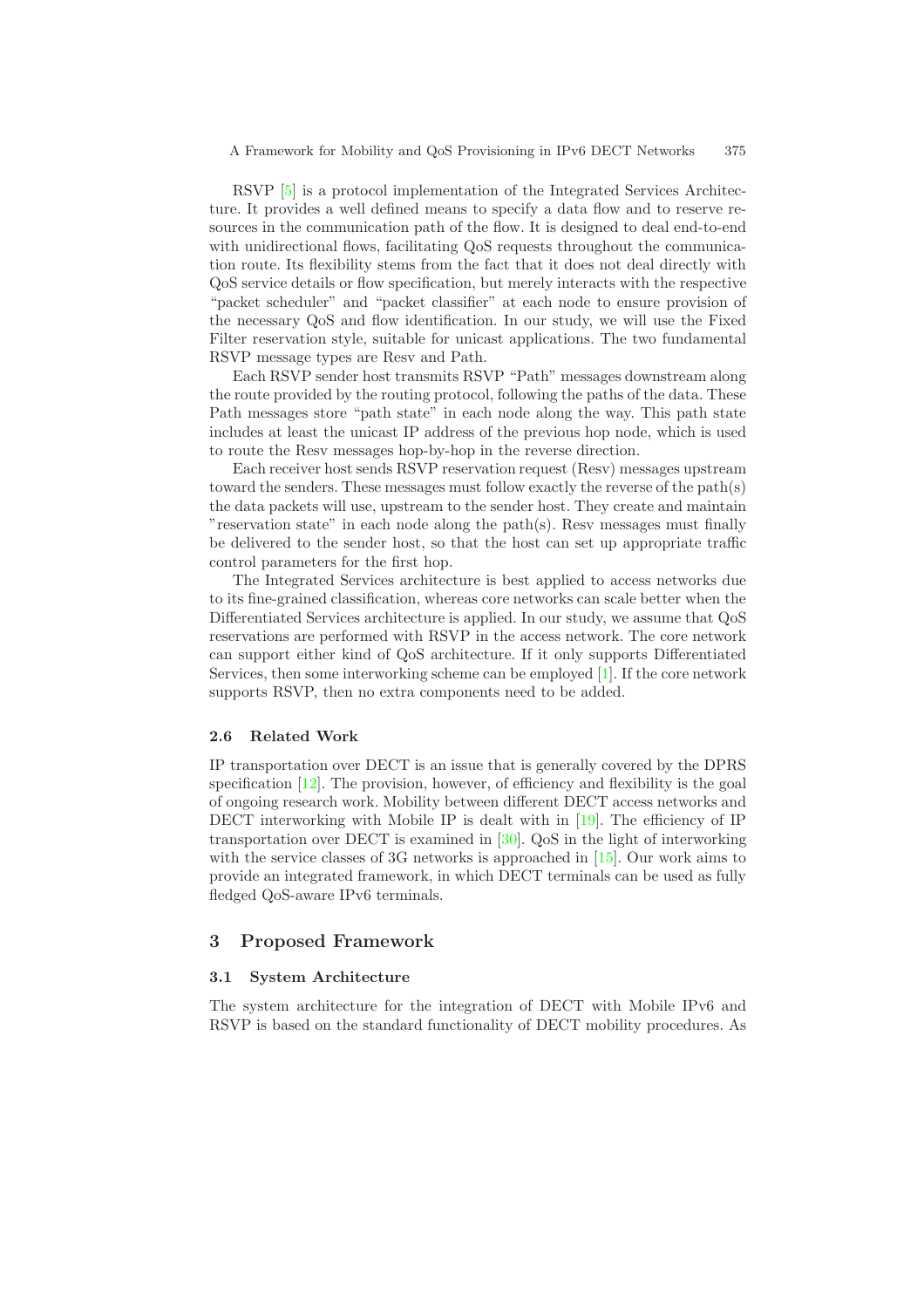RSVP [5] is a protocol implementation of the Integrated Services Architecture. It provides a well defined means to specify a data flow and to reserve resources in the communication path of the flow. It is designed to deal end-to-end with unidirectional flows, facilitating QoS requests throughout the communication route. Its flexibility stems from the fact that it does not deal directly with QoS service details or flow specification, but merely interacts with the respective "packet scheduler" and "packet classifier" at each node to ensure provision of the necessary QoS and flow identification. In our study, we will use the Fixed Filter reservation style, suitable for unicast applications. The two fundamental RSVP message types are Resv and Path.

Each RSVP sender host transmits RSVP "Path" messages downstream along the route provided by the routing protocol, following the paths of the data. These Path messages store "path state" in each node along the way. This path state includes at least the unicast IP address of the previous hop node, which is used to route the Resv messages hop-by-hop in the reverse direction.

Each receiver host sends RSVP reservation request (Resv) messages upstream toward the senders. These messages must follow exactly the reverse of the path(s) the data packets will use, upstream to the sender host. They create and maintain "reservation state" in each node along the path(s). Resv messages must finally be delivered to the sender host, so that the host can set up appropriate traffic control parameters for the first hop.

The Integrated Services architecture is best applied to access networks due to its fine-grained classification, whereas core networks can scale better when the Differentiated Services architecture is applied. In our study, we assume that QoS reservations are performed with RSVP in the access network. The core network can support either kind of QoS architecture. If it only supports Differentiated Services, then some interworking scheme can be employed [1]. If the core network supports RSVP, then no extra components need to be added.

### 2.6 Related Work

IP transportation over DECT is an issue that is generally covered by the DPRS specification [12]. The provision, however, of efficiency and flexibility is the goal of ongoing research work. Mobility between different DECT access networks and DECT interworking with Mobile IP is dealt with in [19]. The efficiency of IP transportation over DECT is examined in [30]. QoS in the light of interworking with the service classes of 3G networks is approached in [15]. Our work aims to provide an integrated framework, in which DECT terminals can be used as fully fledged QoS-aware IPv6 terminals.

## 3 Proposed Framework

### 3.1 System Architecture

The system architecture for the integration of DECT with Mobile IPv6 and RSVP is based on the standard functionality of DECT mobility procedures. As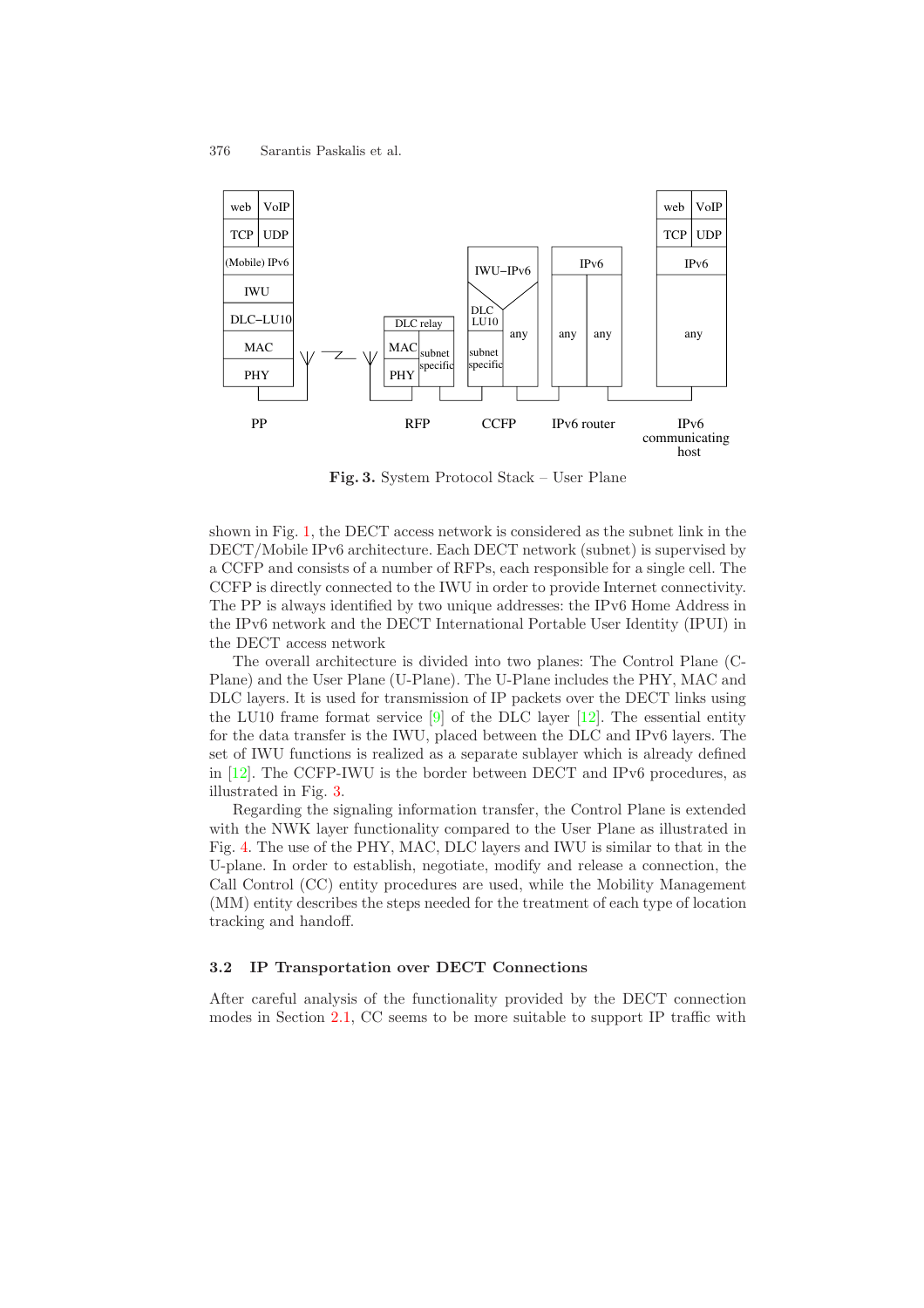Fig. 3. System Protocol Stack – User Plane

shown in Fig. 1, the DECT access network is considered as the subnet link in the DECT/Mobile IPv6 architecture. Each DECT network (subnet) is supervised by a CCFP and consists of a number of RFPs, each responsible for a single cell. The CCFP is directly connected to the IWU in order to provide Internet connectivity. The PP is always identified by two unique addresses: the IPv6 Home Address in the IPv6 network and the DECT International Portable User Identity (IPUI) in the DECT access network

The overall architecture is divided into two planes: The Control Plane (C-Plane) and the User Plane (U-Plane). The U-Plane includes the PHY, MAC and DLC layers. It is used for transmission of IP packets over the DECT links using the LU10 frame format service [9] of the DLC layer [12]. The essential entity for the data transfer is the IWU, placed between the DLC and IPv6 layers. The set of IWU functions is realized as a separate sublayer which is already defined in [12]. The CCFP-IWU is the border between DECT and IPv6 procedures, as illustrated in Fig. 3.

Regarding the signaling information transfer, the Control Plane is extended with the NWK layer functionality compared to the User Plane as illustrated in Fig. 4. The use of the PHY, MAC, DLC layers and IWU is similar to that in the U-plane. In order to establish, negotiate, modify and release a connection, the Call Control (CC) entity procedures are used, while the Mobility Management (MM) entity describes the steps needed for the treatment of each type of location tracking and handoff.

### 3.2 IP Transportation over DECT Connections

After careful analysis of the functionality provided by the DECT connection modes in Section 2.1, CC seems to be more suitable to support IP traffic with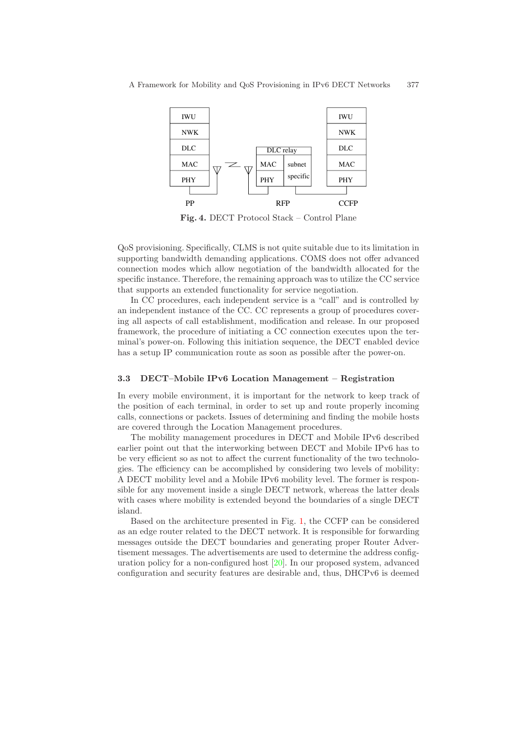IWU
NWK
DLC
MAC
PHY
PP

DLC relay
MAC
PHY
subnet specific
RFP

IWU
NWK
DLC
MAC
PHY
CCFP

**Fig. 4.** DECT Protocol Stack – Control Plane

QoS provisioning. Specifically, CLMS is not quite suitable due to its limitation in supporting bandwidth demanding applications. COMS does not offer advanced connection modes which allow negotiation of the bandwidth allocated for the specific instance. Therefore, the remaining approach was to utilize the CC service that supports an extended functionality for service negotiation.

In CC procedures, each independent service is a "call" and is controlled by an independent instance of the CC. CC represents a group of procedures covering all aspects of call establishment, modification and release. In our proposed framework, the procedure of initiating a CC connection executes upon the terminal's power-on. Following this initiation sequence, the DECT enabled device has a setup IP communication route as soon as possible after the power-on.

### 3.3 DECT–Mobile IPv6 Location Management – Registration

In every mobile environment, it is important for the network to keep track of the position of each terminal, in order to set up and route properly incoming calls, connections or packets. Issues of determining and finding the mobile hosts are covered through the Location Management procedures.

The mobility management procedures in DECT and Mobile IPv6 described earlier point out that the interworking between DECT and Mobile IPv6 has to be very efficient so as not to affect the current functionality of the two technologies. The efficiency can be accomplished by considering two levels of mobility: A DECT mobility level and a Mobile IPv6 mobility level. The former is responsible for any movement inside a single DECT network, whereas the latter deals with cases where mobility is extended beyond the boundaries of a single DECT island.

Based on the architecture presented in Fig. 1, the CCFP can be considered as an edge router related to the DECT network. It is responsible for forwarding messages outside the DECT boundaries and generating proper Router Advertisement messages. The advertisements are used to determine the address configuration policy for a non-configured host [20]. In our proposed system, advanced configuration and security features are desirable and, thus, DHCPv6 is deemed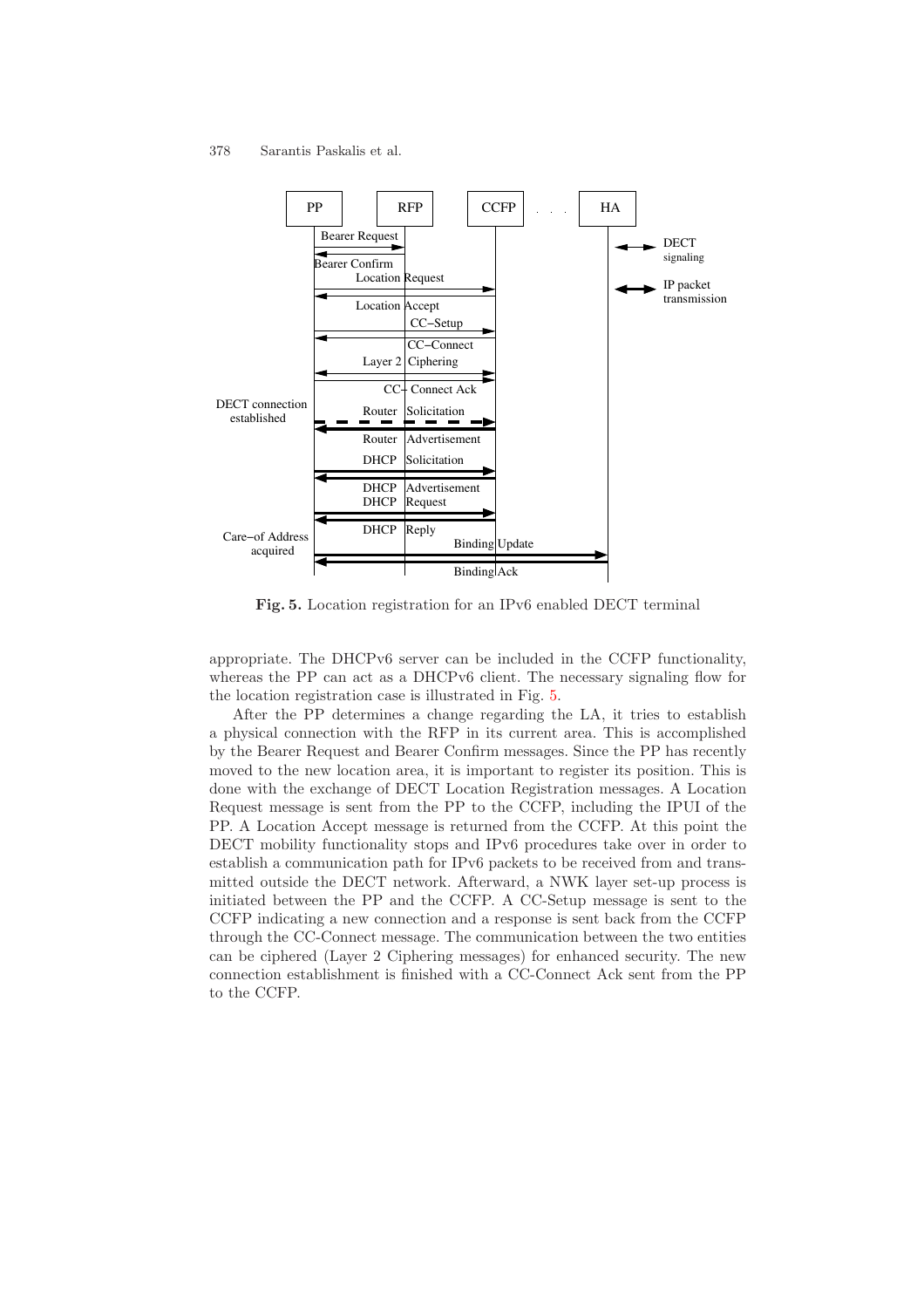**Fig. 5.** Location registration for an IPv6 enabled DECT terminal

appropriate. The DHCPv6 server can be included in the CCFP functionality, whereas the PP can act as a DHCPv6 client. The necessary signaling flow for the location registration case is illustrated in Fig. 5.

After the PP determines a change regarding the LA, it tries to establish a physical connection with the RFP in its current area. This is accomplished by the Bearer Request and Bearer Confirm messages. Since the PP has recently moved to the new location area, it is important to register its position. This is done with the exchange of DECT Location Registration messages. A Location Request message is sent from the PP to the CCFP, including the IPUI of the PP. A Location Accept message is returned from the CCFP. At this point the DECT mobility functionality stops and IPv6 procedures take over in order to establish a communication path for IPv6 packets to be received from and transmitted outside the DECT network. Afterward, a NWK layer set-up process is initiated between the PP and the CCFP. A CC-Setup message is sent to the CCFP indicating a new connection and a response is sent back from the CCFP through the CC-Connect message. The communication between the two entities can be ciphered (Layer 2 Ciphering messages) for enhanced security. The new connection establishment is finished with a CC-Connect Ack sent from the PP to the CCFP.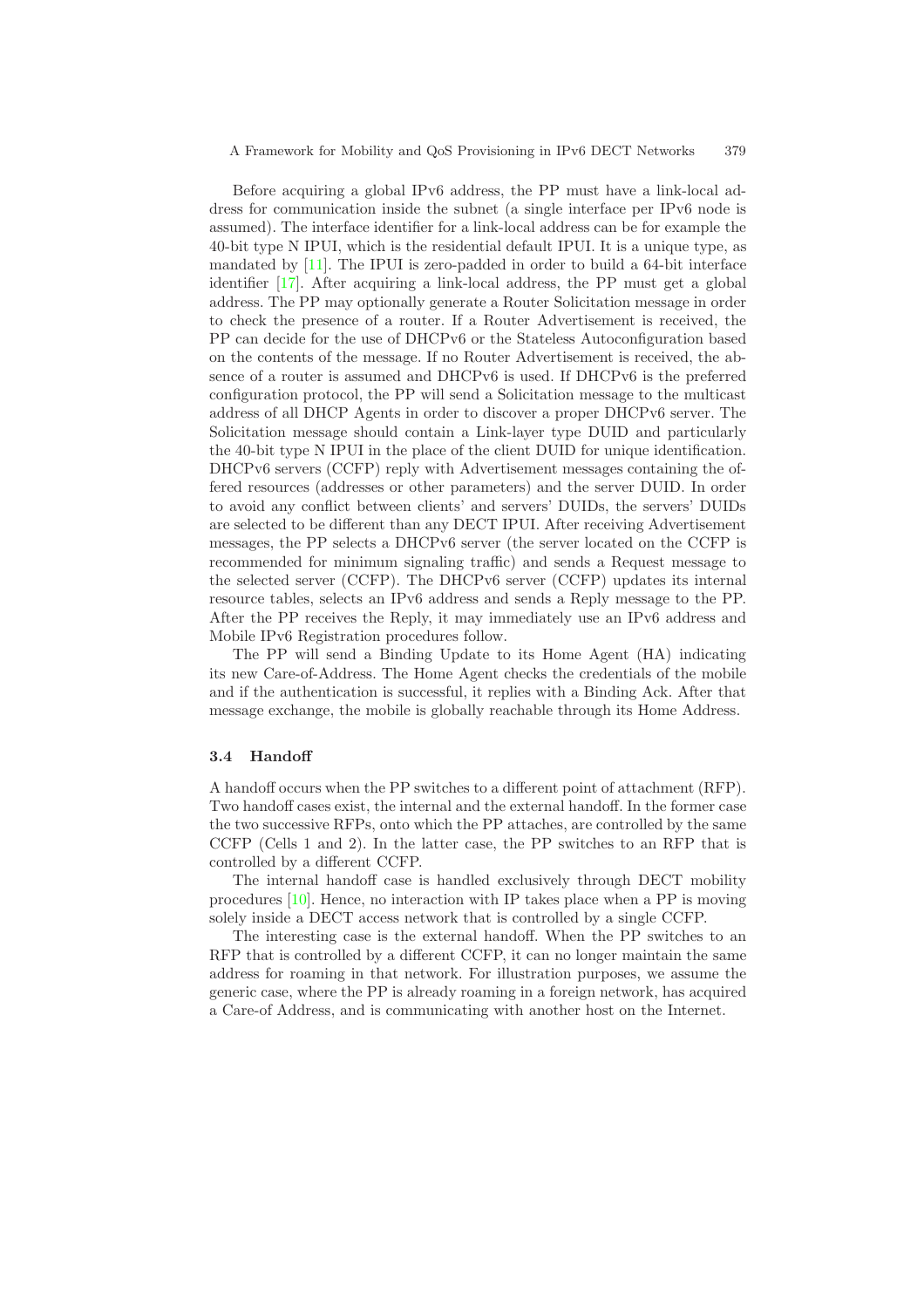Before acquiring a global IPv6 address, the PP must have a link-local address for communication inside the subnet (a single interface per IPv6 node is assumed). The interface identifier for a link-local address can be for example the 40-bit type N IPUI, which is the residential default IPUI. It is a unique type, as mandated by [11]. The IPUI is zero-padded in order to build a 64-bit interface identifier [17]. After acquiring a link-local address, the PP must get a global address. The PP may optionally generate a Router Solicitation message in order to check the presence of a router. If a Router Advertisement is received, the PP can decide for the use of DHCPv6 or the Stateless Autoconfiguration based on the contents of the message. If no Router Advertisement is received, the absence of a router is assumed and DHCPv6 is used. If DHCPv6 is the preferred configuration protocol, the PP will send a Solicitation message to the multicast address of all DHCP Agents in order to discover a proper DHCPv6 server. The Solicitation message should contain a Link-layer type DUID and particularly the 40-bit type N IPUI in the place of the client DUID for unique identification. DHCPv6 servers (CCFP) reply with Advertisement messages containing the offered resources (addresses or other parameters) and the server DUID. In order to avoid any conflict between clients' and servers' DUIDs, the servers' DUIDs are selected to be different than any DECT IPUI. After receiving Advertisement messages, the PP selects a DHCPv6 server (the server located on the CCFP is recommended for minimum signaling traffic) and sends a Request message to the selected server (CCFP). The DHCPv6 server (CCFP) updates its internal resource tables, selects an IPv6 address and sends a Reply message to the PP. After the PP receives the Reply, it may immediately use an IPv6 address and Mobile IPv6 Registration procedures follow.

The PP will send a Binding Update to its Home Agent (HA) indicating its new Care-of-Address. The Home Agent checks the credentials of the mobile and if the authentication is successful, it replies with a Binding Ack. After that message exchange, the mobile is globally reachable through its Home Address.

### 3.4 Handoff

A handoff occurs when the PP switches to a different point of attachment (RFP). Two handoff cases exist, the internal and the external handoff. In the former case the two successive RFPs, onto which the PP attaches, are controlled by the same CCFP (Cells 1 and 2). In the latter case, the PP switches to an RFP that is controlled by a different CCFP.

The internal handoff case is handled exclusively through DECT mobility procedures [10]. Hence, no interaction with IP takes place when a PP is moving solely inside a DECT access network that is controlled by a single CCFP.

The interesting case is the external handoff. When the PP switches to an RFP that is controlled by a different CCFP, it can no longer maintain the same address for roaming in that network. For illustration purposes, we assume the generic case, where the PP is already roaming in a foreign network, has acquired a Care-of Address, and is communicating with another host on the Internet.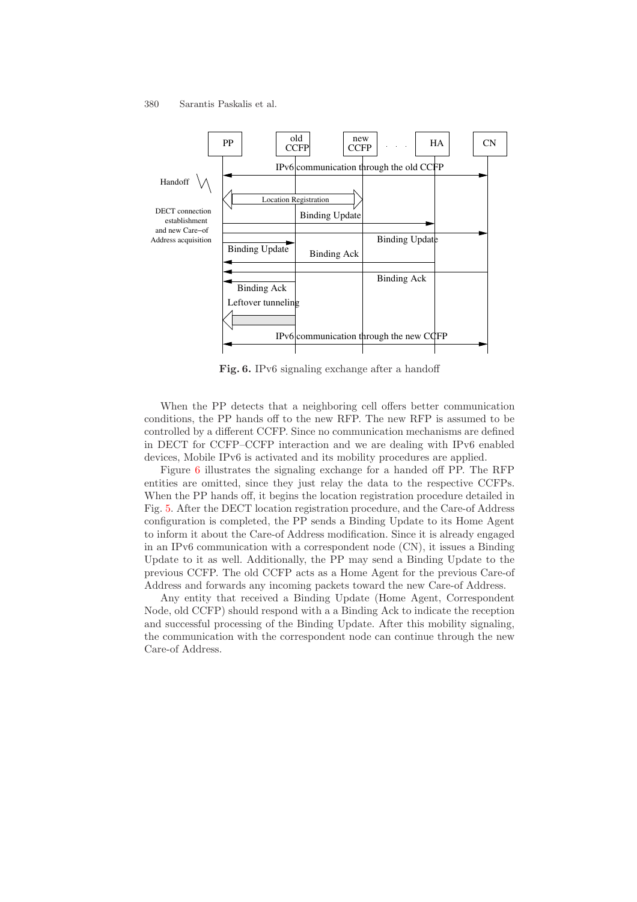**Fig. 6.** IPv6 signaling exchange after a handoff

When the PP detects that a neighboring cell offers better communication conditions, the PP hands off to the new RFP. The new RFP is assumed to be controlled by a different CCFP. Since no communication mechanisms are defined in DECT for CCFP–CCFP interaction and we are dealing with IPv6 enabled devices, Mobile IPv6 is activated and its mobility procedures are applied.

Figure 6 illustrates the signaling exchange for a handed off PP. The RFP entities are omitted, since they just relay the data to the respective CCFPs. When the PP hands off, it begins the location registration procedure detailed in Fig. 5. After the DECT location registration procedure, and the Care-of Address configuration is completed, the PP sends a Binding Update to its Home Agent to inform it about the Care-of Address modification. Since it is already engaged in an IPv6 communication with a correspondent node (CN), it issues a Binding Update to it as well. Additionally, the PP may send a Binding Update to the previous CCFP. The old CCFP acts as a Home Agent for the previous Care-of Address and forwards any incoming packets toward the new Care-of Address.

Any entity that received a Binding Update (Home Agent, Correspondent Node, old CCFP) should respond with a a Binding Ack to indicate the reception and successful processing of the Binding Update. After this mobility signaling, the communication with the correspondent node can continue through the new Care-of Address.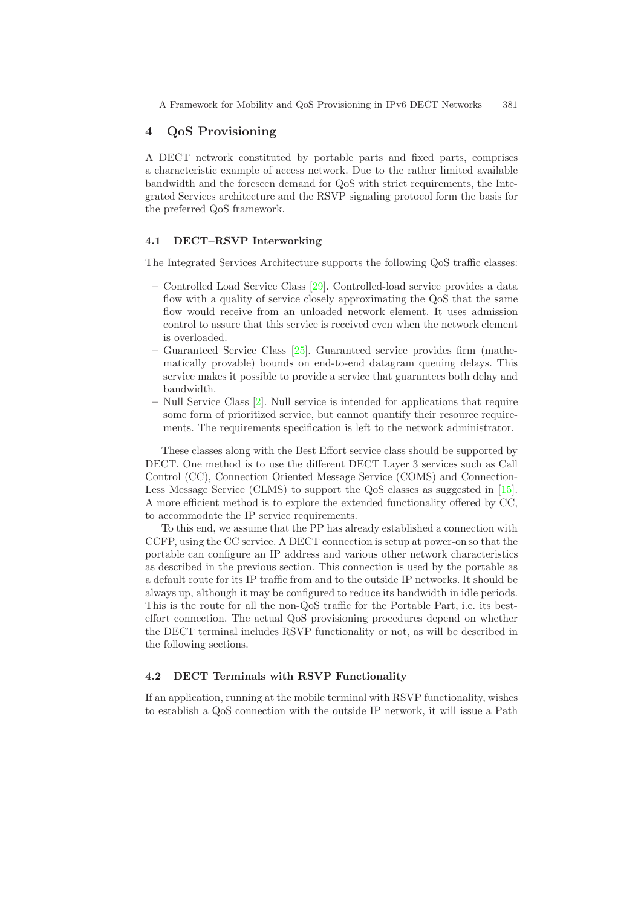## 4 QoS Provisioning

A DECT network constituted by portable parts and fixed parts, comprises a characteristic example of access network. Due to the rather limited available bandwidth and the foreseen demand for QoS with strict requirements, the Integrated Services architecture and the RSVP signaling protocol form the basis for the preferred QoS framework.

### 4.1 DECT–RSVP Interworking

The Integrated Services Architecture supports the following QoS traffic classes:

- Controlled Load Service Class [29]. Controlled-load service provides a data flow with a quality of service closely approximating the QoS that the same flow would receive from an unloaded network element. It uses admission control to assure that this service is received even when the network element is overloaded.
- Guaranteed Service Class [25]. Guaranteed service provides firm (mathematically provable) bounds on end-to-end datagram queuing delays. This service makes it possible to provide a service that guarantees both delay and bandwidth.
- Null Service Class [2]. Null service is intended for applications that require some form of prioritized service, but cannot quantify their resource requirements. The requirements specification is left to the network administrator.

These classes along with the Best Effort service class should be supported by DECT. One method is to use the different DECT Layer 3 services such as Call Control (CC), Connection Oriented Message Service (COMS) and Connection-Less Message Service (CLMS) to support the QoS classes as suggested in [15]. A more efficient method is to explore the extended functionality offered by CC, to accommodate the IP service requirements.

To this end, we assume that the PP has already established a connection with CCFP, using the CC service. A DECT connection is setup at power-on so that the portable can configure an IP address and various other network characteristics as described in the previous section. This connection is used by the portable as a default route for its IP traffic from and to the outside IP networks. It should be always up, although it may be configured to reduce its bandwidth in idle periods. This is the route for all the non-QoS traffic for the Portable Part, i.e. its best-effort connection. The actual QoS provisioning procedures depend on whether the DECT terminal includes RSVP functionality or not, as will be described in the following sections.

### 4.2 DECT Terminals with RSVP Functionality

If an application, running at the mobile terminal with RSVP functionality, wishes to establish a QoS connection with the outside IP network, it will issue a Path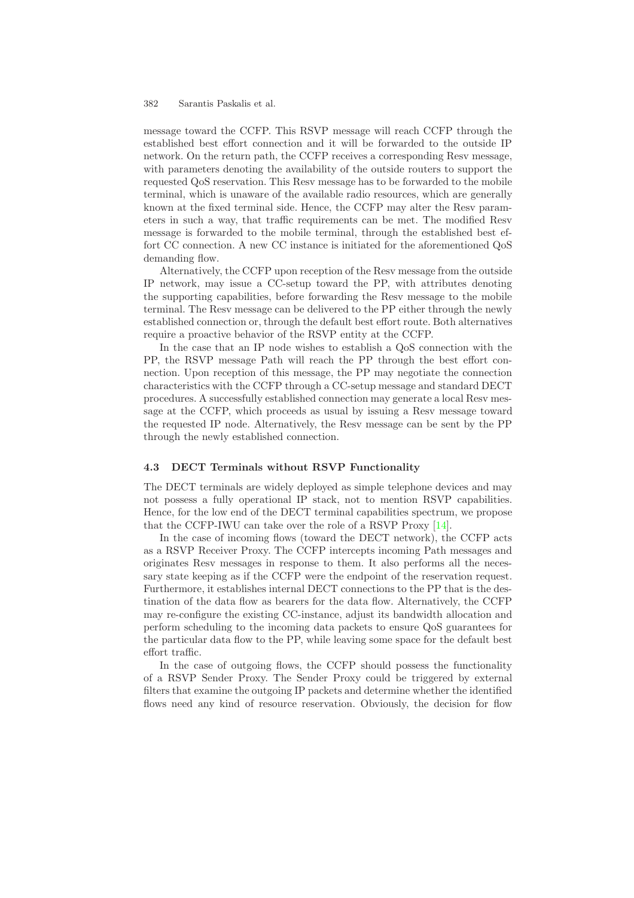message toward the CCFP. This RSVP message will reach CCFP through the established best effort connection and it will be forwarded to the outside IP network. On the return path, the CCFP receives a corresponding Resv message, with parameters denoting the availability of the outside routers to support the requested QoS reservation. This Resv message has to be forwarded to the mobile terminal, which is unaware of the available radio resources, which are generally known at the fixed terminal side. Hence, the CCFP may alter the Resv parameters in such a way, that traffic requirements can be met. The modified Resv message is forwarded to the mobile terminal, through the established best effort CC connection. A new CC instance is initiated for the aforementioned QoS demanding flow.

Alternatively, the CCFP upon reception of the Resv message from the outside IP network, may issue a CC-setup toward the PP, with attributes denoting the supporting capabilities, before forwarding the Resv message to the mobile terminal. The Resv message can be delivered to the PP either through the newly established connection or, through the default best effort route. Both alternatives require a proactive behavior of the RSVP entity at the CCFP.

In the case that an IP node wishes to establish a QoS connection with the PP, the RSVP message Path will reach the PP through the best effort connection. Upon reception of this message, the PP may negotiate the connection characteristics with the CCFP through a CC-setup message and standard DECT procedures. A successfully established connection may generate a local Resv message at the CCFP, which proceeds as usual by issuing a Resv message toward the requested IP node. Alternatively, the Resv message can be sent by the PP through the newly established connection.

### 4.3 DECT Terminals without RSVP Functionality

The DECT terminals are widely deployed as simple telephone devices and may not possess a fully operational IP stack, not to mention RSVP capabilities. Hence, for the low end of the DECT terminal capabilities spectrum, we propose that the CCFP-IWU can take over the role of a RSVP Proxy [14].

In the case of incoming flows (toward the DECT network), the CCFP acts as a RSVP Receiver Proxy. The CCFP intercepts incoming Path messages and originates Resv messages in response to them. It also performs all the necessary state keeping as if the CCFP were the endpoint of the reservation request. Furthermore, it establishes internal DECT connections to the PP that is the destination of the data flow as bearers for the data flow. Alternatively, the CCFP may re-configure the existing CC-instance, adjust its bandwidth allocation and perform scheduling to the incoming data packets to ensure QoS guarantees for the particular data flow to the PP, while leaving some space for the default best effort traffic.

In the case of outgoing flows, the CCFP should possess the functionality of a RSVP Sender Proxy. The Sender Proxy could be triggered by external filters that examine the outgoing IP packets and determine whether the identified flows need any kind of resource reservation. Obviously, the decision for flow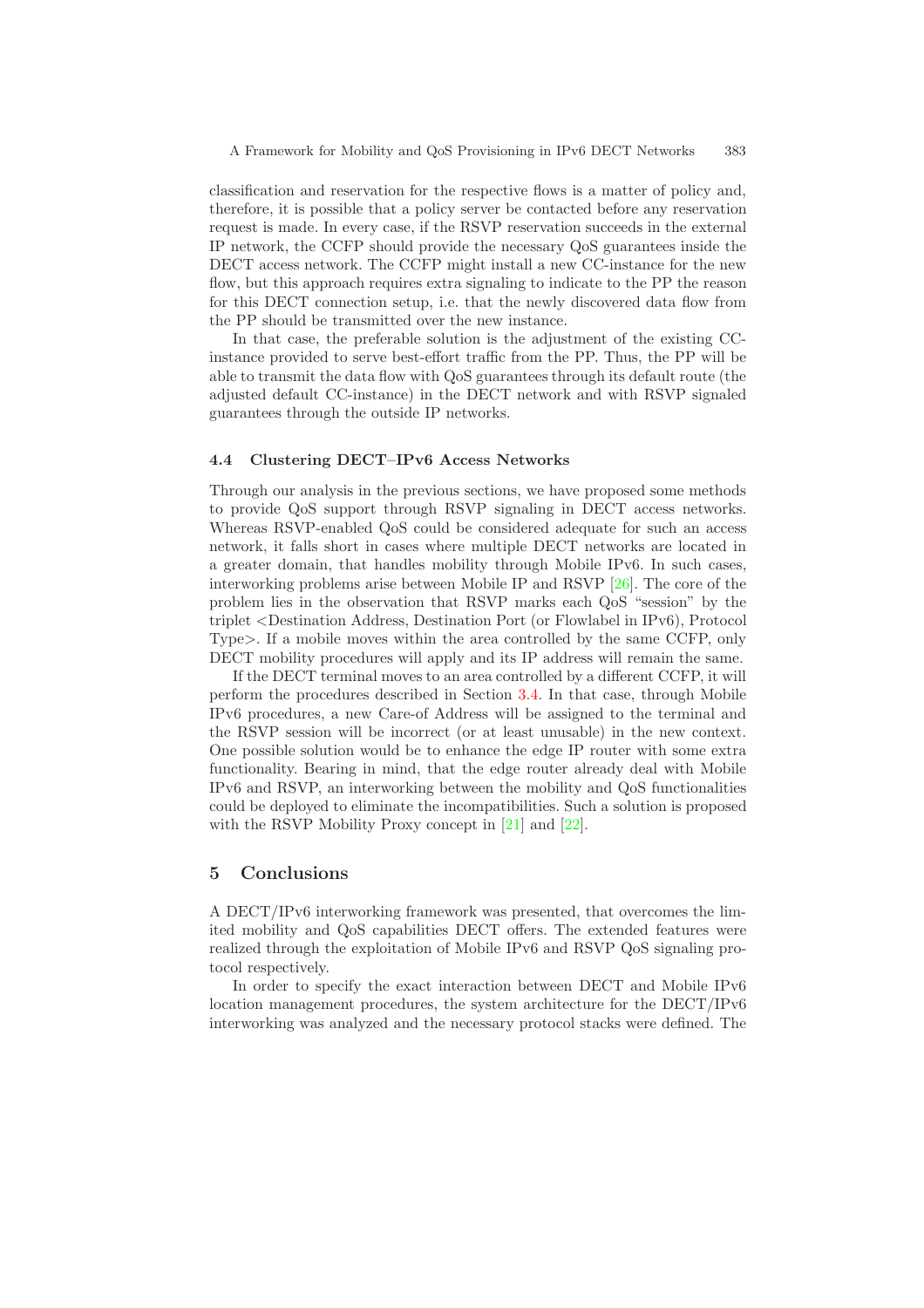classification and reservation for the respective flows is a matter of policy and, therefore, it is possible that a policy server be contacted before any reservation request is made. In every case, if the RSVP reservation succeeds in the external IP network, the CCFP should provide the necessary QoS guarantees inside the DECT access network. The CCFP might install a new CC-instance for the new flow, but this approach requires extra signaling to indicate to the PP the reason for this DECT connection setup, i.e. that the newly discovered data flow from the PP should be transmitted over the new instance.

In that case, the preferable solution is the adjustment of the existing CC-instance provided to serve best-effort traffic from the PP. Thus, the PP will be able to transmit the data flow with QoS guarantees through its default route (the adjusted default CC-instance) in the DECT network and with RSVP signaled guarantees through the outside IP networks.

### 4.4 Clustering DECT–IPv6 Access Networks

Through our analysis in the previous sections, we have proposed some methods to provide QoS support through RSVP signaling in DECT access networks. Whereas RSVP-enabled QoS could be considered adequate for such an access network, it falls short in cases where multiple DECT networks are located in a greater domain, that handles mobility through Mobile IPv6. In such cases, interworking problems arise between Mobile IP and RSVP [26]. The core of the problem lies in the observation that RSVP marks each QoS "session" by the triplet <Destination Address, Destination Port (or Flowlabel in IPv6), Protocol Type>. If a mobile moves within the area controlled by the same CCFP, only DECT mobility procedures will apply and its IP address will remain the same.

If the DECT terminal moves to an area controlled by a different CCFP, it will perform the procedures described in Section 3.4. In that case, through Mobile IPv6 procedures, a new Care-of Address will be assigned to the terminal and the RSVP session will be incorrect (or at least unusable) in the new context. One possible solution would be to enhance the edge IP router with some extra functionality. Bearing in mind, that the edge router already deal with Mobile IPv6 and RSVP, an interworking between the mobility and QoS functionalities could be deployed to eliminate the incompatibilities. Such a solution is proposed with the RSVP Mobility Proxy concept in [21] and [22].

## 5 Conclusions

A DECT/IPv6 interworking framework was presented, that overcomes the limited mobility and QoS capabilities DECT offers. The extended features were realized through the exploitation of Mobile IPv6 and RSVP QoS signaling protocol respectively.

In order to specify the exact interaction between DECT and Mobile IPv6 location management procedures, the system architecture for the DECT/IPv6 interworking was analyzed and the necessary protocol stacks were defined. The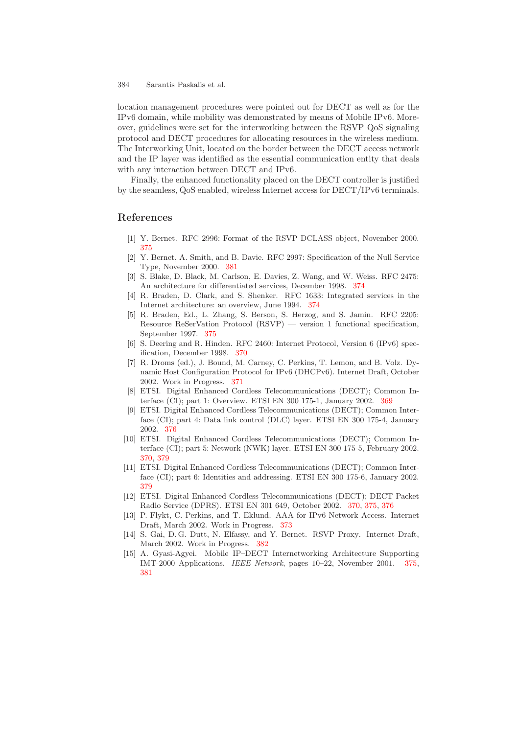location management procedures were pointed out for DECT as well as for the IPv6 domain, while mobility was demonstrated by means of Mobile IPv6. Moreover, guidelines were set for the interworking between the RSVP QoS signaling protocol and DECT procedures for allocating resources in the wireless medium. The Interworking Unit, located on the border between the DECT access network and the IP layer was identified as the essential communication entity that deals with any interaction between DECT and IPv6.

Finally, the enhanced functionality placed on the DECT controller is justified by the seamless, QoS enabled, wireless Internet access for DECT/IPv6 terminals.

## References

[1] Y. Bernet. RFC 2996: Format of the RSVP DCLASS object, November 2000. 375

[2] Y. Bernet, A. Smith, and B. Davie. RFC 2997: Specification of the Null Service Type, November 2000. 381

[3] S. Blake, D. Black, M. Carlson, E. Davies, Z. Wang, and W. Weiss. RFC 2475: An architecture for differentiated services, December 1998. 374

[4] R. Braden, D. Clark, and S. Shenker. RFC 1633: Integrated services in the Internet architecture: an overview, June 1994. 374

[5] R. Braden, Ed., L. Zhang, S. Berson, S. Herzog, and S. Jamin. RFC 2205: Resource ReSerVation Protocol (RSVP) — version 1 functional specification, September 1997. 375

[6] S. Deering and R. Hinden. RFC 2460: Internet Protocol, Version 6 (IPv6) specification, December 1998. 370

[7] R. Droms (ed.), J. Bound, M. Carney, C. Perkins, T. Lemon, and B. Volz. Dynamic Host Configuration Protocol for IPv6 (DHCPv6). Internet Draft, October 2002. Work in Progress. 371

[8] ETSI. Digital Enhanced Cordless Telecommunications (DECT); Common Interface (CI); part 1: Overview. ETSI EN 300 175-1, January 2002. 369

[9] ETSI. Digital Enhanced Cordless Telecommunications (DECT); Common Interface (CI); part 4: Data link control (DLC) layer. ETSI EN 300 175-4, January 2002. 376

[10] ETSI. Digital Enhanced Cordless Telecommunications (DECT); Common Interface (CI); part 5: Network (NWK) layer. ETSI EN 300 175-5, February 2002. 370, 379

[11] ETSI. Digital Enhanced Cordless Telecommunications (DECT); Common Interface (CI); part 6: Identities and addressing. ETSI EN 300 175-6, January 2002. 379

[12] ETSI. Digital Enhanced Cordless Telecommunications (DECT); DECT Packet Radio Service (DPRS). ETSI EN 301 649, October 2002. 370, 375, 376

[13] P. Flykt, C. Perkins, and T. Eklund. AAA for IPv6 Network Access. Internet Draft, March 2002. Work in Progress. 373

[14] S. Gai, D. G. Dutt, N. Elfassy, and Y. Bernet. RSVP Proxy. Internet Draft, March 2002. Work in Progress. 382

[15] A. Gyasi-Agyei. Mobile IP–DECT Internetworking Architecture Supporting IMT-2000 Applications. *IEEE Network*, pages 10–22, November 2001. 375, 381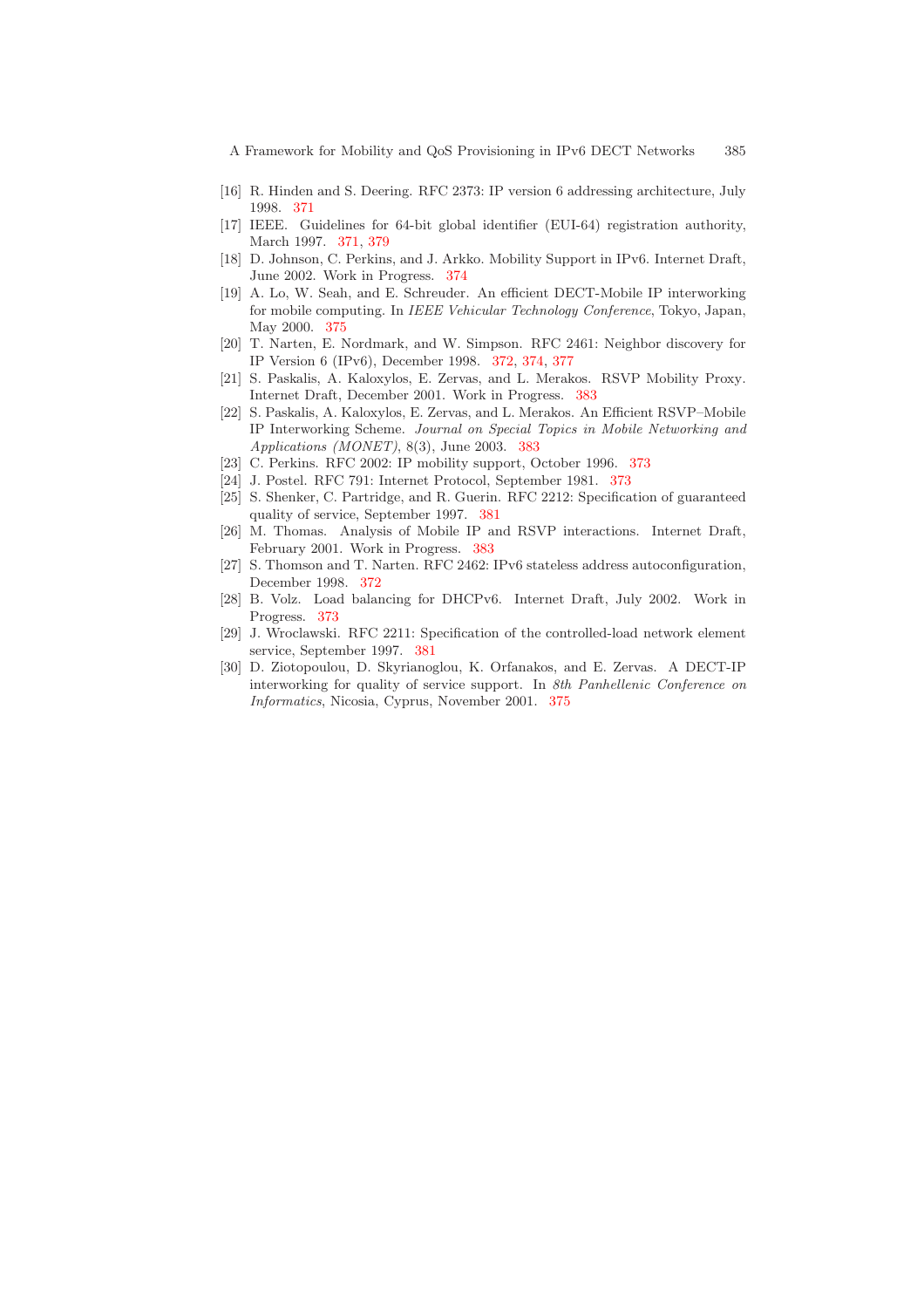[16] R. Hinden and S. Deering. RFC 2373: IP version 6 addressing architecture, July 1998. 371

[17] IEEE. Guidelines for 64-bit global identifier (EUI-64) registration authority, March 1997. 371, 379

[18] D. Johnson, C. Perkins, and J. Arkko. Mobility Support in IPv6. Internet Draft, June 2002. Work in Progress. 374

[19] A. Lo, W. Seah, and E. Schreuder. An efficient DECT-Mobile IP interworking for mobile computing. In *IEEE Vehicular Technology Conference*, Tokyo, Japan, May 2000. 375

[20] T. Narten, E. Nordmark, and W. Simpson. RFC 2461: Neighbor discovery for IP Version 6 (IPv6), December 1998. 372, 374, 377

[21] S. Paskalis, A. Kaloxylos, E. Zervas, and L. Merakos. RSVP Mobility Proxy. Internet Draft, December 2001. Work in Progress. 383

[22] S. Paskalis, A. Kaloxylos, E. Zervas, and L. Merakos. An Efficient RSVP–Mobile IP Interworking Scheme. *Journal on Special Topics in Mobile Networking and Applications (MONET)*, 8(3), June 2003. 383

[23] C. Perkins. RFC 2002: IP mobility support, October 1996. 373

[24] J. Postel. RFC 791: Internet Protocol, September 1981. 373

[25] S. Shenker, C. Partridge, and R. Guerin. RFC 2212: Specification of guaranteed quality of service, September 1997. 381

[26] M. Thomas. Analysis of Mobile IP and RSVP interactions. Internet Draft, February 2001. Work in Progress. 383

[27] S. Thomson and T. Narten. RFC 2462: IPv6 stateless address autoconfiguration, December 1998. 372

[28] B. Volz. Load balancing for DHCPv6. Internet Draft, July 2002. Work in Progress. 373

[29] J. Wroclawski. RFC 2211: Specification of the controlled-load network element service, September 1997. 381

[30] D. Ziotopoulou, D. Skyrianoglou, K. Orfanakos, and E. Zervas. A DECT-IP interworking for quality of service support. In *8th Panhellenic Conference on Informatics*, Nicosia, Cyprus, November 2001. 375